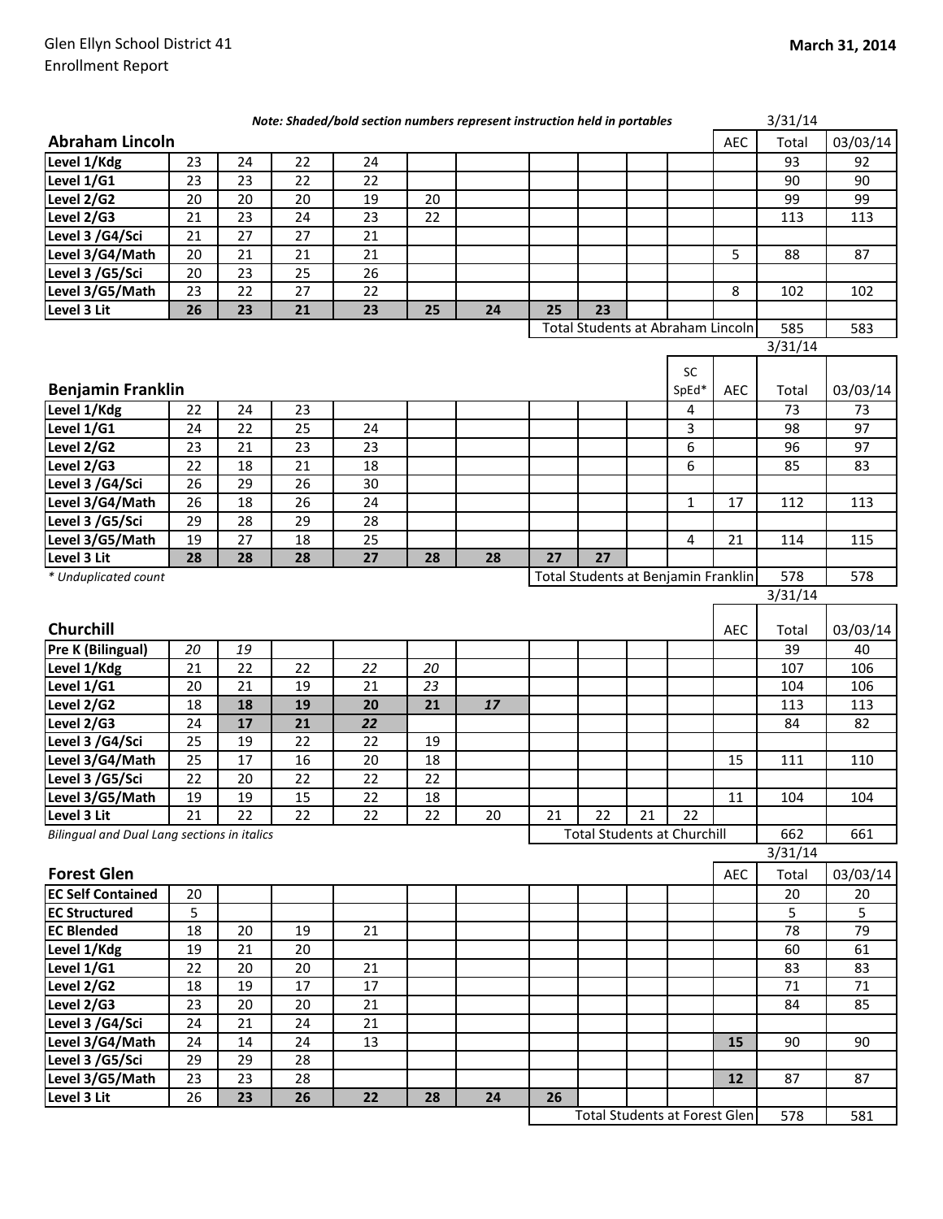Glen Ellyn School District 41
Enrollment Report

**March 31, 2014**

***Note: Shaded/bold section numbers represent instruction held in portables***

| Abraham Lincoln | | | | | | | | | | | AEC | 3/31/14 Total | 03/03/14 |
|---|---|---|---|---|---|---|---|---|---|---|---|---|---|
| **Level 1/Kdg** | 23 | 24 | 22 | 24 | | | | | | | | 93 | 92 |
| **Level 1/G1** | 23 | 23 | 22 | 22 | | | | | | | | 90 | 90 |
| **Level 2/G2** | 20 | 20 | 20 | 19 | 20 | | | | | | | 99 | 99 |
| **Level 2/G3** | 21 | 23 | 24 | 23 | 22 | | | | | | | 113 | 113 |
| **Level 3 /G4/Sci** | 21 | 27 | 27 | 21 | | | | | | | | | |
| **Level 3/G4/Math** | 20 | 21 | 21 | 21 | | | | | | | 5 | 88 | 87 |
| **Level 3 /G5/Sci** | 20 | 23 | 25 | 26 | | | | | | | | | |
| **Level 3/G5/Math** | 23 | 22 | 27 | 22 | | | | | | | 8 | 102 | 102 |
| **Level 3 Lit** | **26** | **23** | **21** | **23** | **25** | **24** | **25** | **23** | | | | | |
| | | | | | | | Total Students at Abraham Lincoln | | | | | 585 | 583 |

| Benjamin Franklin | | | | | | | | | | SC SpEd* | AEC | 3/31/14 Total | 03/03/14 |
|---|---|---|---|---|---|---|---|---|---|---|---|---|---|
| **Level 1/Kdg** | 22 | 24 | 23 | | | | | | | 4 | | 73 | 73 |
| **Level 1/G1** | 24 | 22 | 25 | 24 | | | | | | 3 | | 98 | 97 |
| **Level 2/G2** | 23 | 21 | 23 | 23 | | | | | | 6 | | 96 | 97 |
| **Level 2/G3** | 22 | 18 | 21 | 18 | | | | | | 6 | | 85 | 83 |
| **Level 3 /G4/Sci** | 26 | 29 | 26 | 30 | | | | | | | | | |
| **Level 3/G4/Math** | 26 | 18 | 26 | 24 | | | | | | 1 | 17 | 112 | 113 |
| **Level 3 /G5/Sci** | 29 | 28 | 29 | 28 | | | | | | | | | |
| **Level 3/G5/Math** | 19 | 27 | 18 | 25 | | | | | | 4 | 21 | 114 | 115 |
| **Level 3 Lit** | **28** | **28** | **28** | **27** | **28** | **28** | **27** | **27** | | | | | |
| | | | | | | | Total Students at Benjamin Franklin | | | | | 578 | 578 |

*\* Unduplicated count*

| Churchill | | | | | | | | | | | AEC | 3/31/14 Total | 03/03/14 |
|---|---|---|---|---|---|---|---|---|---|---|---|---|---|
| **Pre K (Bilingual)** | *20* | *19* | | | | | | | | | | 39 | 40 |
| **Level 1/Kdg** | 21 | 22 | 22 | *22* | *20* | | | | | | | 107 | 106 |
| **Level 1/G1** | 20 | 21 | 19 | 21 | *23* | | | | | | | 104 | 106 |
| **Level 2/G2** | 18 | **18** | **19** | **20** | **21** | ***17*** | | | | | | 113 | 113 |
| **Level 2/G3** | 24 | **17** | **21** | ***22*** | | | | | | | | 84 | 82 |
| **Level 3 /G4/Sci** | 25 | 19 | 22 | 22 | 19 | | | | | | | | |
| **Level 3/G4/Math** | 25 | 17 | 16 | 20 | 18 | | | | | | 15 | 111 | 110 |
| **Level 3 /G5/Sci** | 22 | 20 | 22 | 22 | 22 | | | | | | | | |
| **Level 3/G5/Math** | 19 | 19 | 15 | 22 | 18 | | | | | | 11 | 104 | 104 |
| **Level 3 Lit** | 21 | 22 | 22 | 22 | 22 | 20 | 21 | 22 | 21 | 22 | | | |
| | | | | | | | Total Students at Churchill | | | | | 662 | 661 |

*Bilingual and Dual Lang sections in italics*

| Forest Glen | | | | | | | | | | | AEC | 3/31/14 Total | 03/03/14 |
|---|---|---|---|---|---|---|---|---|---|---|---|---|---|
| **EC Self Contained** | 20 | | | | | | | | | | | 20 | 20 |
| **EC Structured** | 5 | | | | | | | | | | | 5 | 5 |
| **EC Blended** | 18 | 20 | 19 | 21 | | | | | | | | 78 | 79 |
| **Level 1/Kdg** | 19 | 21 | 20 | | | | | | | | | 60 | 61 |
| **Level 1/G1** | 22 | 20 | 20 | 21 | | | | | | | | 83 | 83 |
| **Level 2/G2** | 18 | 19 | 17 | 17 | | | | | | | | 71 | 71 |
| **Level 2/G3** | 23 | 20 | 20 | 21 | | | | | | | | 84 | 85 |
| **Level 3 /G4/Sci** | 24 | 21 | 24 | 21 | | | | | | | | | |
| **Level 3/G4/Math** | 24 | 14 | 24 | 13 | | | | | | | **15** | 90 | 90 |
| **Level 3 /G5/Sci** | 29 | 29 | 28 | | | | | | | | | | |
| **Level 3/G5/Math** | 23 | 23 | 28 | | | | | | | | **12** | 87 | 87 |
| **Level 3 Lit** | 26 | **23** | **26** | **22** | **28** | **24** | **26** | | | | | | |
| | | | | | | | Total Students at Forest Glen | | | | | 578 | 581 |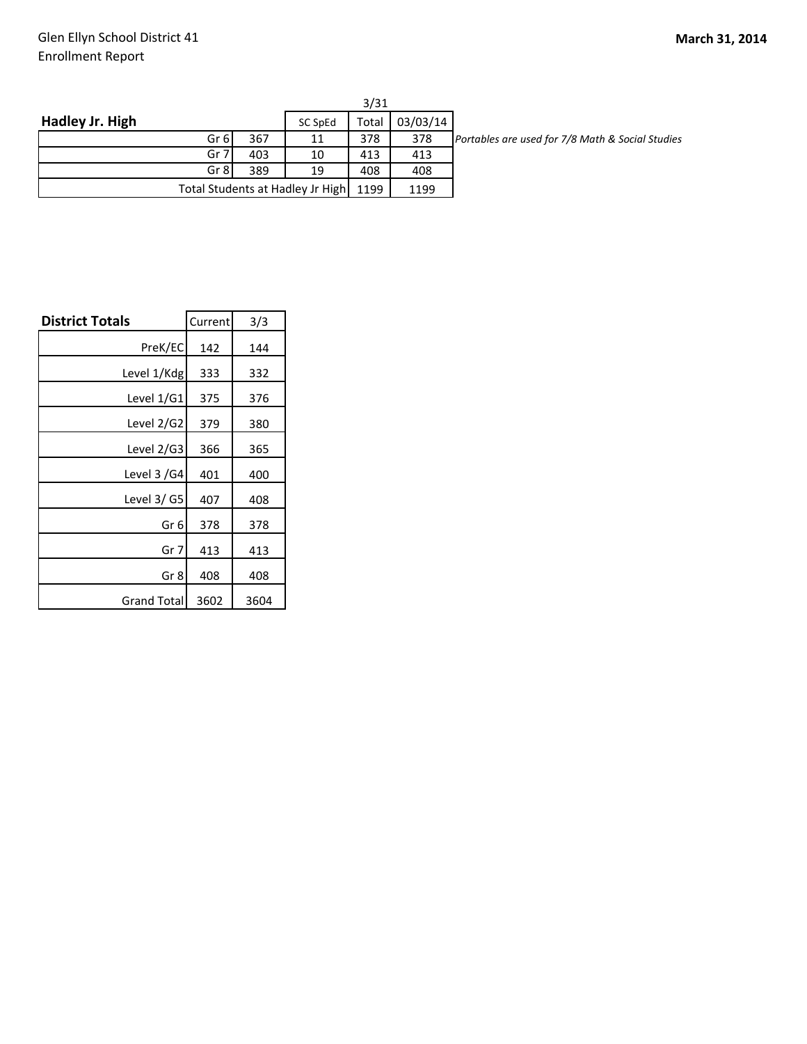Glen Ellyn School District 41
Enrollment Report

**March 31, 2014**

| Hadley Jr. High | | SC SpEd | 3/31 Total | 03/03/14 |
|---|---|---|---|---|
| Gr 6 | 367 | 11 | 378 | 378 |
| Gr 7 | 403 | 10 | 413 | 413 |
| Gr 8 | 389 | 19 | 408 | 408 |
| Total Students at Hadley Jr High | | | 1199 | 1199 |

*Portables are used for 7/8 Math & Social Studies*

| District Totals | Current | 3/3 |
|---|---|---|
| PreK/EC | 142 | 144 |
| Level 1/Kdg | 333 | 332 |
| Level 1/G1 | 375 | 376 |
| Level 2/G2 | 379 | 380 |
| Level 2/G3 | 366 | 365 |
| Level 3 /G4 | 401 | 400 |
| Level 3/ G5 | 407 | 408 |
| Gr 6 | 378 | 378 |
| Gr 7 | 413 | 413 |
| Gr 8 | 408 | 408 |
| Grand Total | 3602 | 3604 |